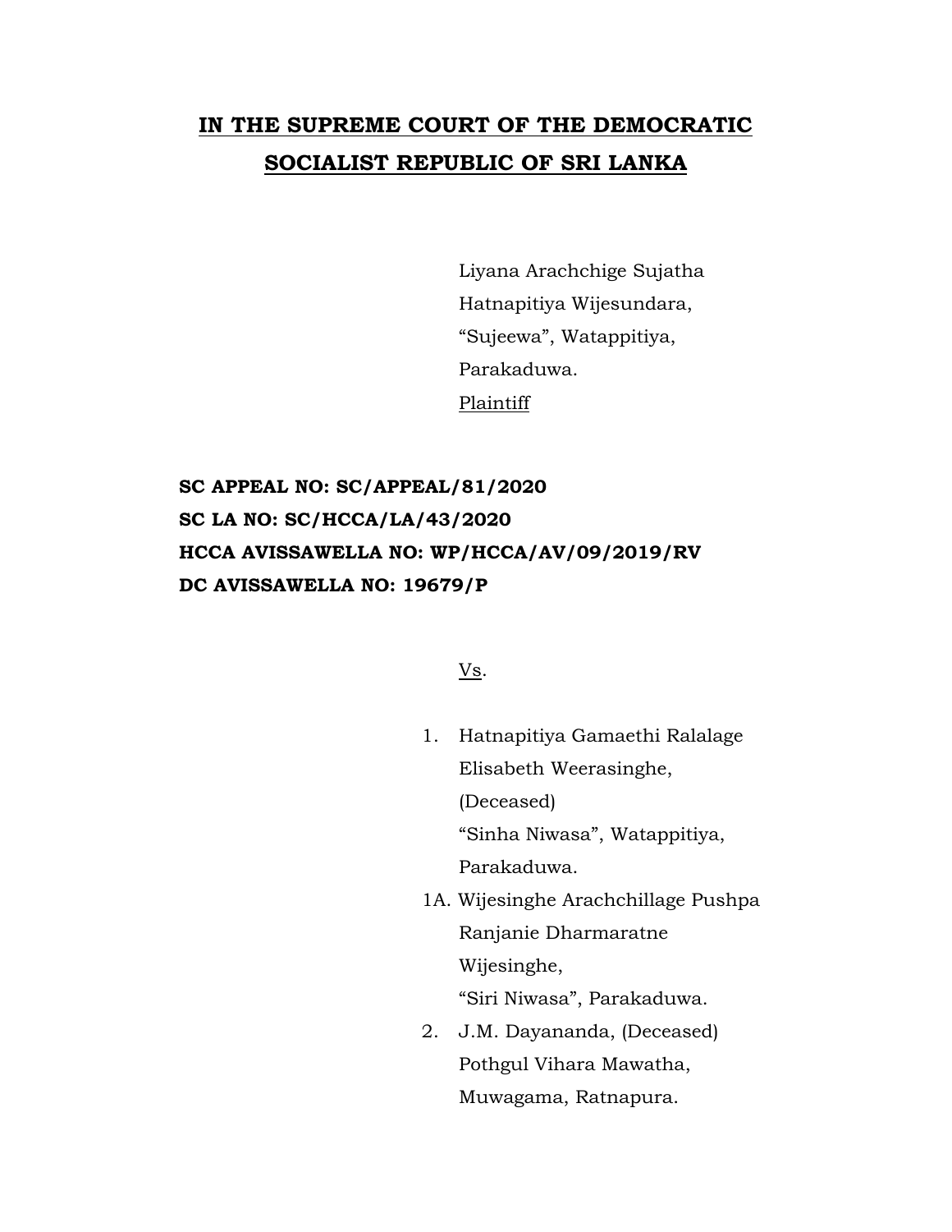# **IN THE SUPREME COURT OF THE DEMOCRATIC SOCIALIST REPUBLIC OF SRI LANKA**

Liyana Arachchige Sujatha
Hatnapitiya Wijesundara,
"Sujeewa", Watappitiya,
Parakaduwa.
Plaintiff

**SC APPEAL NO: SC/APPEAL/81/2020**
**SC LA NO: SC/HCCA/LA/43/2020**
**HCCA AVISSAWELLA NO: WP/HCCA/AV/09/2019/RV**
**DC AVISSAWELLA NO: 19679/P**

Vs.

1. Hatnapitiya Gamaethi Ralalage Elisabeth Weerasinghe, (Deceased)
   "Sinha Niwasa", Watappitiya, Parakaduwa.

1A. Wijesinghe Arachchillage Pushpa Ranjanie Dharmaratne Wijesinghe,
   "Siri Niwasa", Parakaduwa.

2. J.M. Dayananda, (Deceased)
   Pothgul Vihara Mawatha, Muwagama, Ratnapura.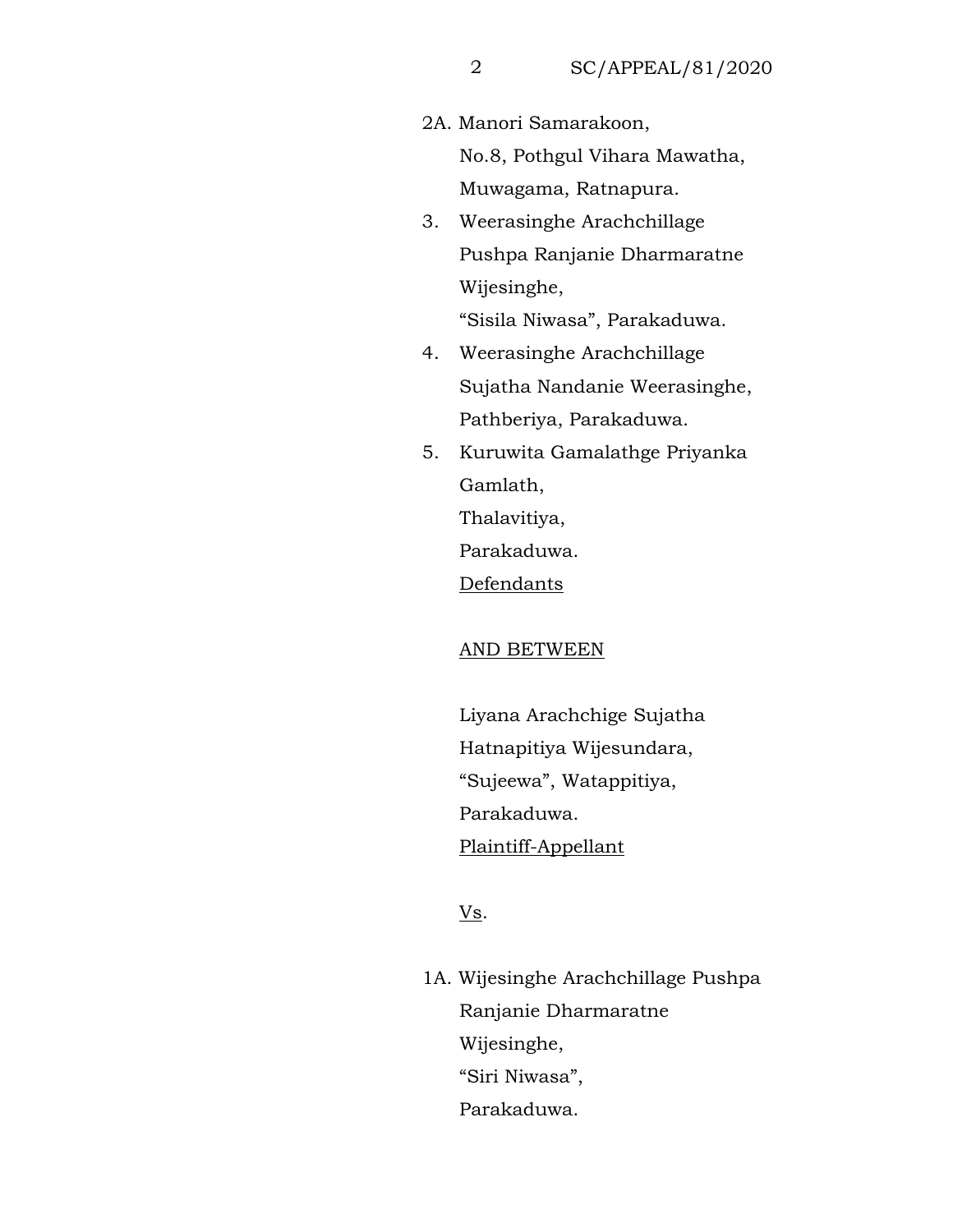2A. Manori Samarakoon,
No.8, Pothgul Vihara Mawatha,
Muwagama, Ratnapura.

3. Weerasinghe Arachchillage
Pushpa Ranjanie Dharmaratne
Wijesinghe,
"Sisila Niwasa", Parakaduwa.

4. Weerasinghe Arachchillage
Sujatha Nandanie Weerasinghe,
Pathberiya, Parakaduwa.

5. Kuruwita Gamalathge Priyanka
Gamlath,
Thalavitiya,
Parakaduwa.

<u>Defendants</u>

<u>AND BETWEEN</u>

Liyana Arachchige Sujatha
Hatnapitiya Wijesundara,
"Sujeewa", Watappitiya,
Parakaduwa.
<u>Plaintiff-Appellant</u>

<u>Vs</u>.

1A. Wijesinghe Arachchillage Pushpa
Ranjanie Dharmaratne
Wijesinghe,
"Siri Niwasa",
Parakaduwa.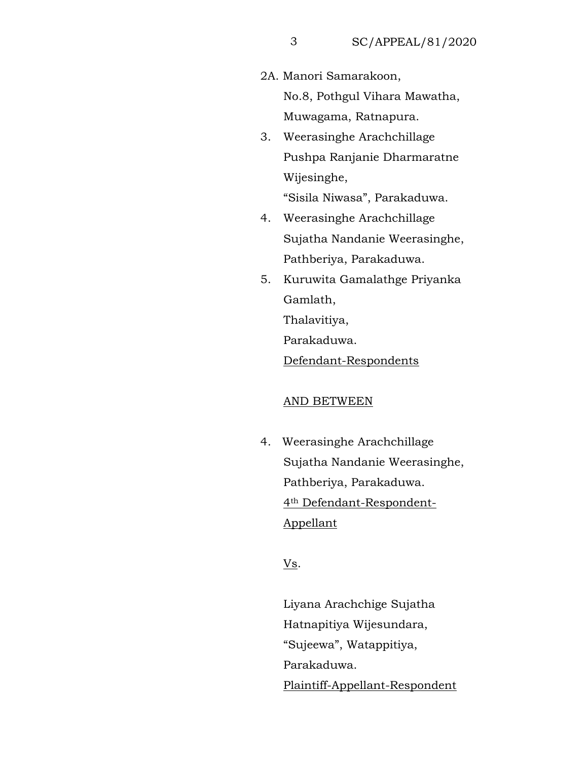2A. Manori Samarakoon,
No.8, Pothgul Vihara Mawatha,
Muwagama, Ratnapura.

3. Weerasinghe Arachchillage
Pushpa Ranjanie Dharmaratne
Wijesinghe,
"Sisila Niwasa", Parakaduwa.

4. Weerasinghe Arachchillage
Sujatha Nandanie Weerasinghe,
Pathberiya, Parakaduwa.

5. Kuruwita Gamalathge Priyanka
Gamlath,
Thalavitiya,
Parakaduwa.

<u>Defendant-Respondents</u>

<u>AND BETWEEN</u>

4. Weerasinghe Arachchillage
Sujatha Nandanie Weerasinghe,
Pathberiya, Parakaduwa.
<u>4th Defendant-Respondent-Appellant</u>

<u>Vs</u>.

Liyana Arachchige Sujatha
Hatnapitiya Wijesundara,
"Sujeewa", Watappitiya,
Parakaduwa.
<u>Plaintiff-Appellant-Respondent</u>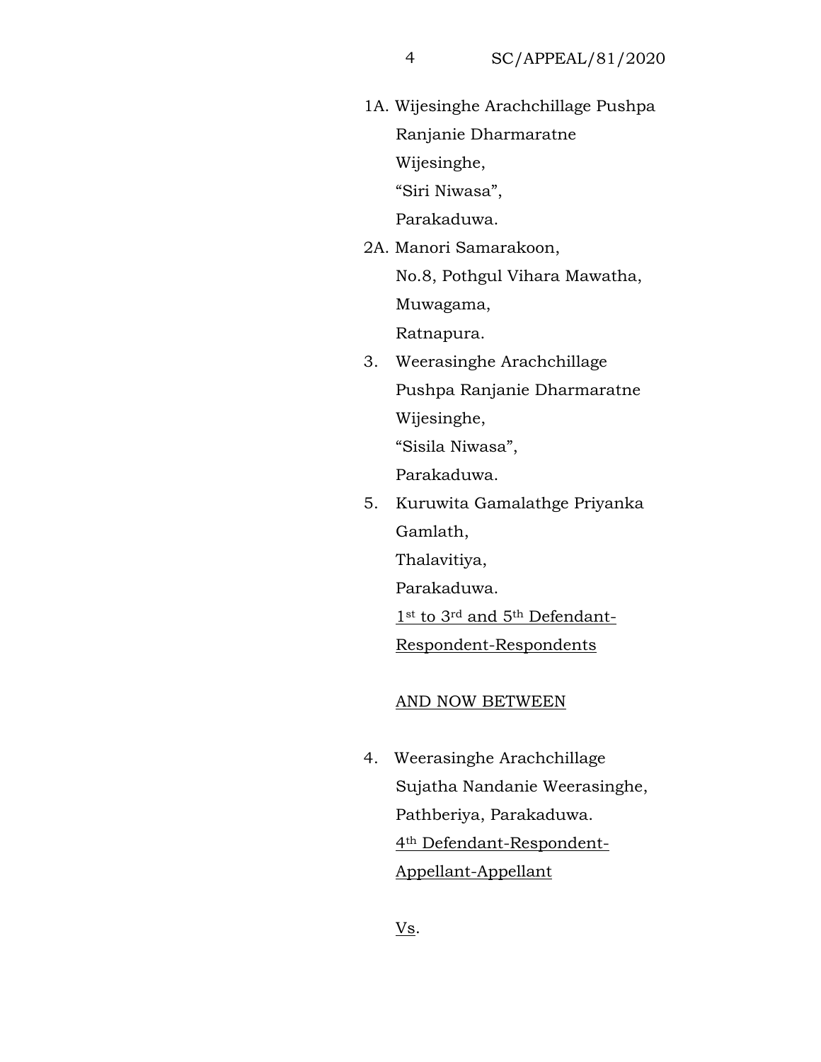1A. Wijesinghe Arachchillage Pushpa Ranjanie Dharmaratne Wijesinghe,
"Siri Niwasa",
Parakaduwa.

2A. Manori Samarakoon,
No.8, Pothgul Vihara Mawatha,
Muwagama,
Ratnapura.

3. Weerasinghe Arachchillage Pushpa Ranjanie Dharmaratne Wijesinghe,
"Sisila Niwasa",
Parakaduwa.

5. Kuruwita Gamalathge Priyanka Gamlath,
Thalavitiya,
Parakaduwa.

1st to 3rd and 5th Defendant-Respondent-Respondents

AND NOW BETWEEN

4. Weerasinghe Arachchillage Sujatha Nandanie Weerasinghe,
Pathberiya, Parakaduwa.

4th Defendant-Respondent-Appellant-Appellant

Vs.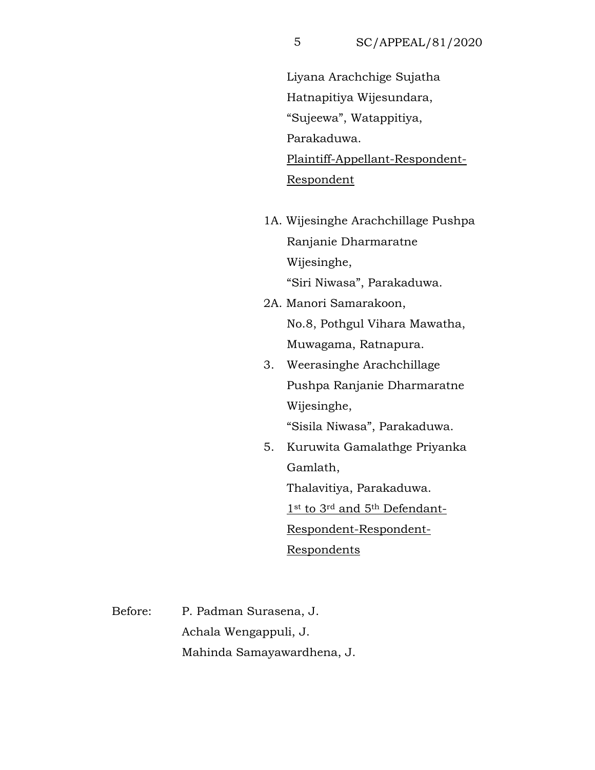Liyana Arachchige Sujatha
Hatnapitiya Wijesundara,
"Sujeewa", Watappitiya,
Parakaduwa.
Plaintiff-Appellant-Respondent-Respondent

1A. Wijesinghe Arachchillage Pushpa Ranjanie Dharmaratne Wijesinghe,
"Siri Niwasa", Parakaduwa.

2A. Manori Samarakoon,
No.8, Pothgul Vihara Mawatha,
Muwagama, Ratnapura.

3. Weerasinghe Arachchillage Pushpa Ranjanie Dharmaratne Wijesinghe,
"Sisila Niwasa", Parakaduwa.

5. Kuruwita Gamalathge Priyanka Gamlath,
Thalavitiya, Parakaduwa.

1st to 3rd and 5th Defendant-Respondent-Respondent-Respondents

Before: P. Padman Surasena, J.
Achala Wengappuli, J.
Mahinda Samayawardhena, J.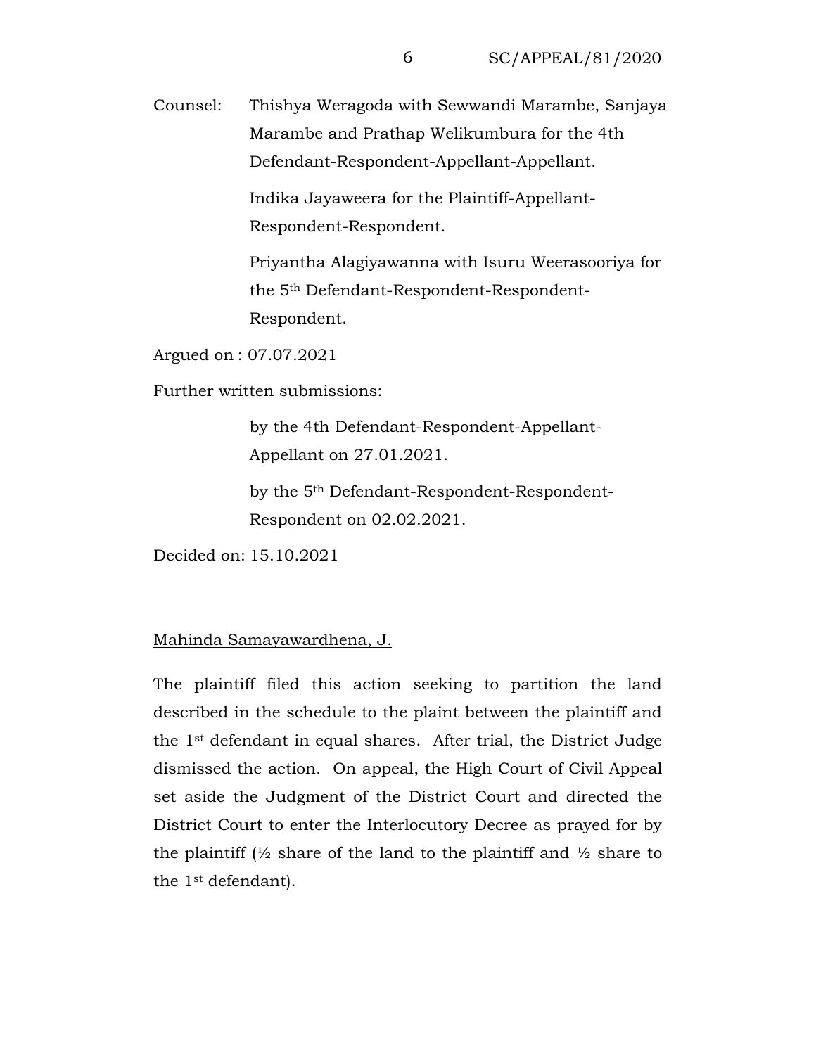Counsel: Thishya Weragoda with Sewwandi Marambe, Sanjaya Marambe and Prathap Welikumbura for the 4th Defendant-Respondent-Appellant-Appellant.

Indika Jayaweera for the Plaintiff-Appellant-Respondent-Respondent.

Priyantha Alagiyawanna with Isuru Weerasooriya for the 5th Defendant-Respondent-Respondent-Respondent.

Argued on : 07.07.2021

Further written submissions:

by the 4th Defendant-Respondent-Appellant-Appellant on 27.01.2021.

by the 5th Defendant-Respondent-Respondent-Respondent on 02.02.2021.

Decided on: 15.10.2021

<u>Mahinda Samayawardhena, J.</u>

The plaintiff filed this action seeking to partition the land described in the schedule to the plaint between the plaintiff and the 1st defendant in equal shares. After trial, the District Judge dismissed the action. On appeal, the High Court of Civil Appeal set aside the Judgment of the District Court and directed the District Court to enter the Interlocutory Decree as prayed for by the plaintiff (½ share of the land to the plaintiff and ½ share to the 1st defendant).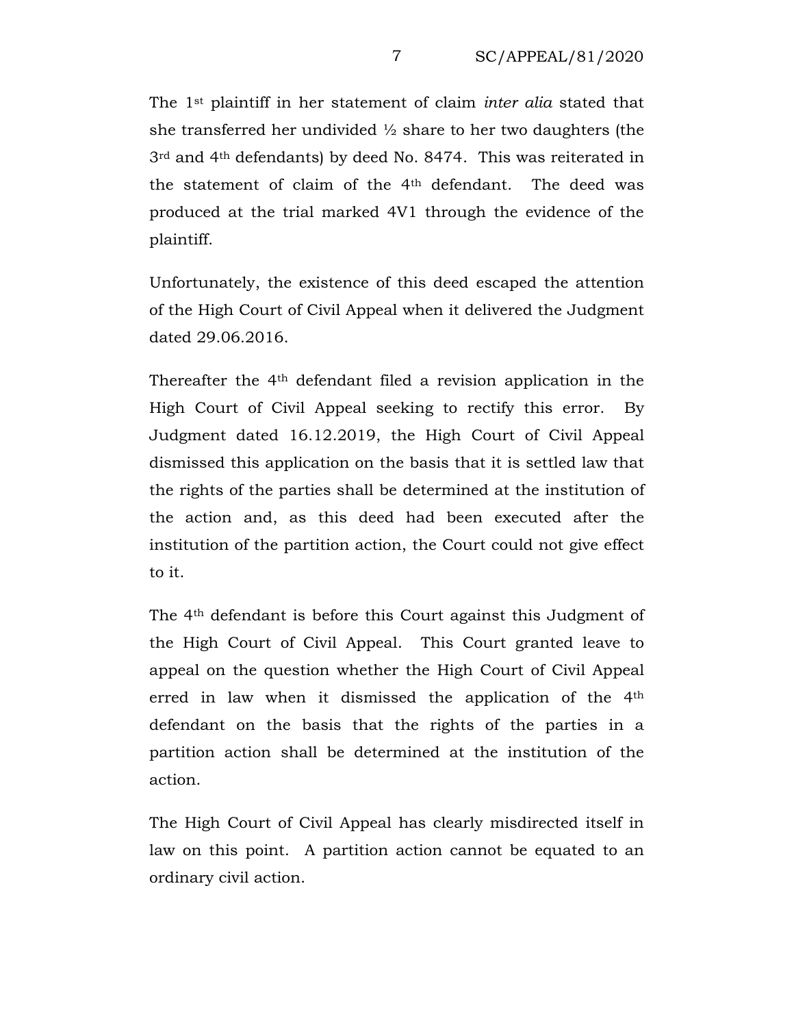The 1st plaintiff in her statement of claim *inter alia* stated that she transferred her undivided ½ share to her two daughters (the 3rd and 4th defendants) by deed No. 8474. This was reiterated in the statement of claim of the 4th defendant. The deed was produced at the trial marked 4V1 through the evidence of the plaintiff.

Unfortunately, the existence of this deed escaped the attention of the High Court of Civil Appeal when it delivered the Judgment dated 29.06.2016.

Thereafter the 4th defendant filed a revision application in the High Court of Civil Appeal seeking to rectify this error. By Judgment dated 16.12.2019, the High Court of Civil Appeal dismissed this application on the basis that it is settled law that the rights of the parties shall be determined at the institution of the action and, as this deed had been executed after the institution of the partition action, the Court could not give effect to it.

The 4th defendant is before this Court against this Judgment of the High Court of Civil Appeal. This Court granted leave to appeal on the question whether the High Court of Civil Appeal erred in law when it dismissed the application of the 4th defendant on the basis that the rights of the parties in a partition action shall be determined at the institution of the action.

The High Court of Civil Appeal has clearly misdirected itself in law on this point. A partition action cannot be equated to an ordinary civil action.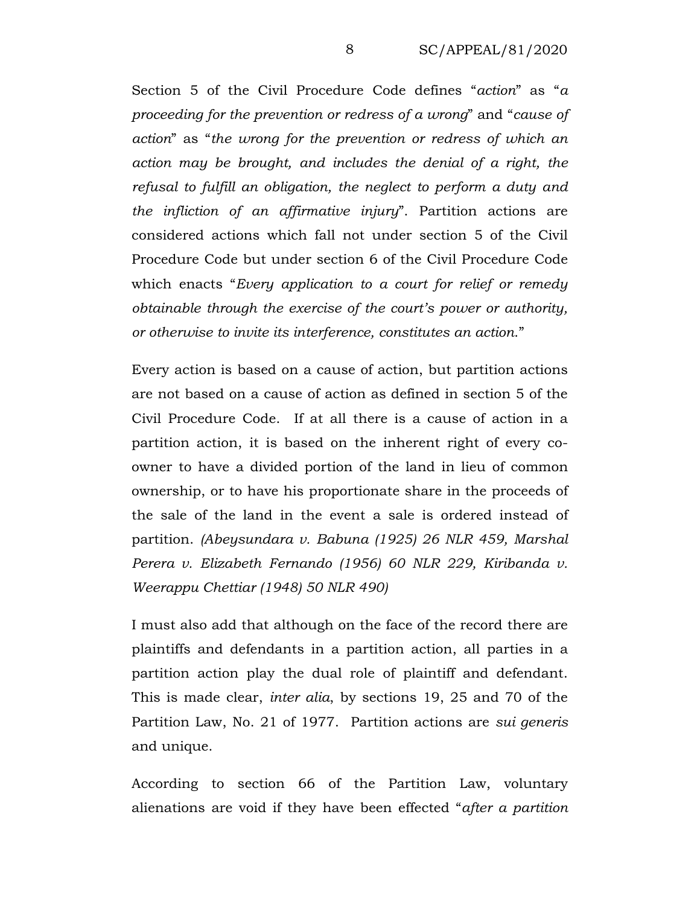Section 5 of the Civil Procedure Code defines "*action*" as "*a proceeding for the prevention or redress of a wrong*" and "*cause of action*" as "*the wrong for the prevention or redress of which an action may be brought, and includes the denial of a right, the refusal to fulfill an obligation, the neglect to perform a duty and the infliction of an affirmative injury*". Partition actions are considered actions which fall not under section 5 of the Civil Procedure Code but under section 6 of the Civil Procedure Code which enacts "*Every application to a court for relief or remedy obtainable through the exercise of the court's power or authority, or otherwise to invite its interference, constitutes an action.*"

Every action is based on a cause of action, but partition actions are not based on a cause of action as defined in section 5 of the Civil Procedure Code. If at all there is a cause of action in a partition action, it is based on the inherent right of every co-owner to have a divided portion of the land in lieu of common ownership, or to have his proportionate share in the proceeds of the sale of the land in the event a sale is ordered instead of partition. *(Abeysundara v. Babuna (1925) 26 NLR 459, Marshal Perera v. Elizabeth Fernando (1956) 60 NLR 229, Kiribanda v. Weerappu Chettiar (1948) 50 NLR 490)*

I must also add that although on the face of the record there are plaintiffs and defendants in a partition action, all parties in a partition action play the dual role of plaintiff and defendant. This is made clear, *inter alia*, by sections 19, 25 and 70 of the Partition Law, No. 21 of 1977. Partition actions are *sui generis* and unique.

According to section 66 of the Partition Law, voluntary alienations are void if they have been effected "*after a partition*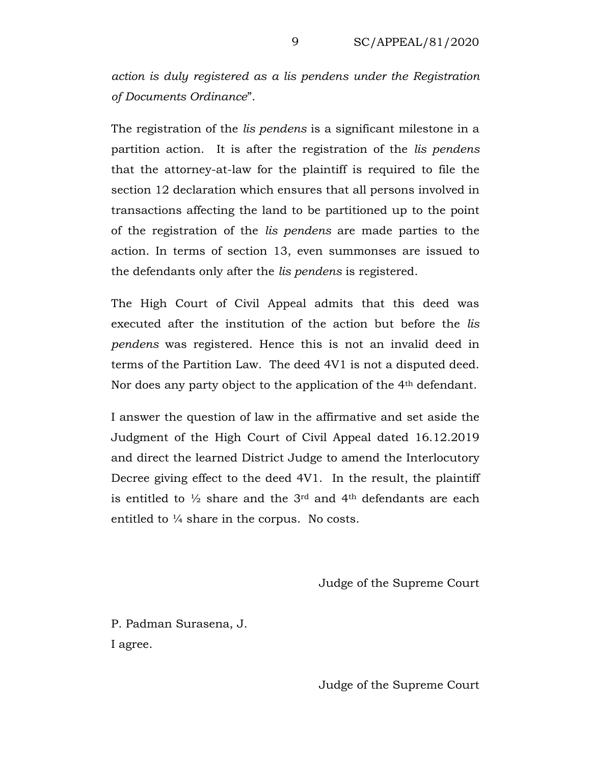*action is duly registered as a lis pendens under the Registration of Documents Ordinance*".

The registration of the *lis pendens* is a significant milestone in a partition action. It is after the registration of the *lis pendens* that the attorney-at-law for the plaintiff is required to file the section 12 declaration which ensures that all persons involved in transactions affecting the land to be partitioned up to the point of the registration of the *lis pendens* are made parties to the action. In terms of section 13, even summonses are issued to the defendants only after the *lis pendens* is registered.

The High Court of Civil Appeal admits that this deed was executed after the institution of the action but before the *lis pendens* was registered. Hence this is not an invalid deed in terms of the Partition Law. The deed 4V1 is not a disputed deed. Nor does any party object to the application of the 4th defendant.

I answer the question of law in the affirmative and set aside the Judgment of the High Court of Civil Appeal dated 16.12.2019 and direct the learned District Judge to amend the Interlocutory Decree giving effect to the deed 4V1. In the result, the plaintiff is entitled to ½ share and the 3rd and 4th defendants are each entitled to ¼ share in the corpus. No costs.

Judge of the Supreme Court

P. Padman Surasena, J.

I agree.

Judge of the Supreme Court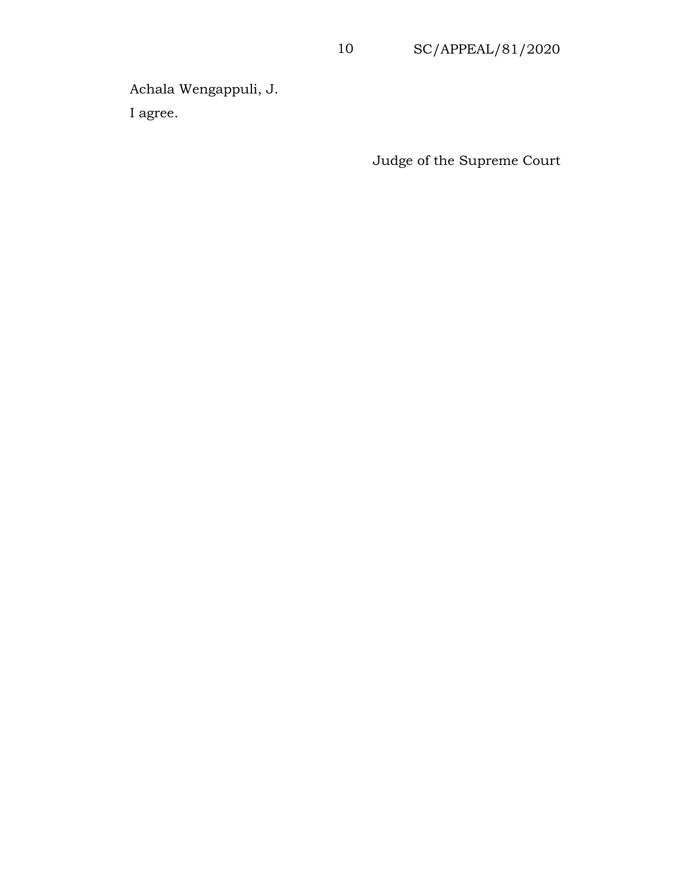Achala Wengappuli, J.

I agree.

Judge of the Supreme Court